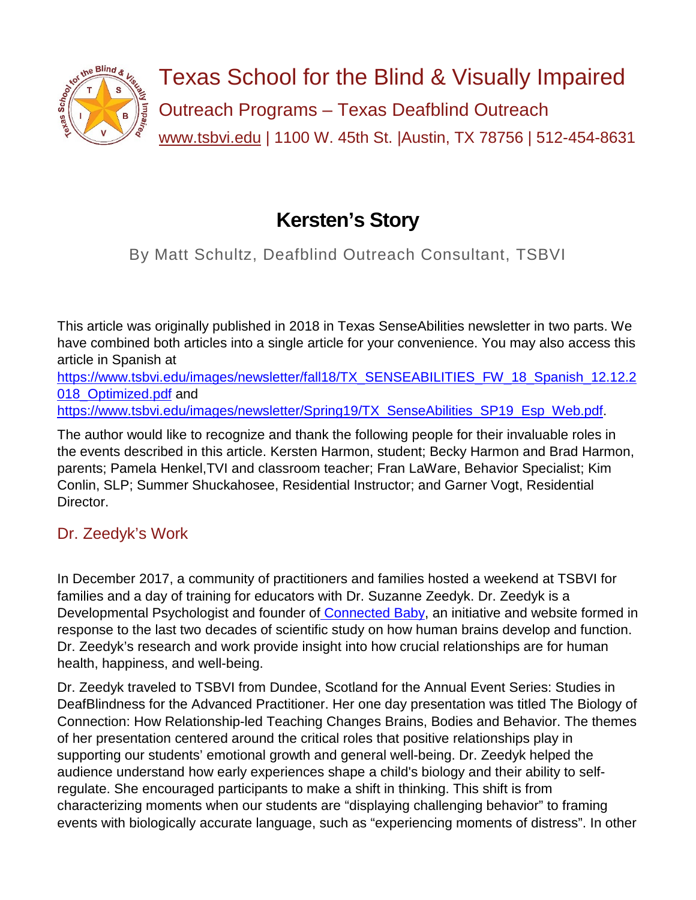Texas School for the Blind & Visually Impaired

Outreach Programs – Texas Deafblind Outreach

www.tsbvi.edu | 1100 W. 45th St. |Austin, TX 78756 | 512-454-8631

# Kersten's Story

By Matt Schultz, Deafblind Outreach Consultant, TSBVI

This article was originally published in 2018 in Texas SenseAbilities newsletter in two parts. We have combined both articles into a single article for your convenience. You may also access this article in Spanish at https://www.tsbvi.edu/images/newsletter/fall18/TX_SENSEABILITIES_FW_18_Spanish_12.12.2018_Optimized.pdf and https://www.tsbvi.edu/images/newsletter/Spring19/TX_SenseAbilities_SP19_Esp_Web.pdf.

The author would like to recognize and thank the following people for their invaluable roles in the events described in this article. Kersten Harmon, student; Becky Harmon and Brad Harmon, parents; Pamela Henkel,TVI and classroom teacher; Fran LaWare, Behavior Specialist; Kim Conlin, SLP; Summer Shuckahosee, Residential Instructor; and Garner Vogt, Residential Director.

## Dr. Zeedyk's Work

In December 2017, a community of practitioners and families hosted a weekend at TSBVI for families and a day of training for educators with Dr. Suzanne Zeedyk. Dr. Zeedyk is a Developmental Psychologist and founder of Connected Baby, an initiative and website formed in response to the last two decades of scientific study on how human brains develop and function. Dr. Zeedyk's research and work provide insight into how crucial relationships are for human health, happiness, and well-being.

Dr. Zeedyk traveled to TSBVI from Dundee, Scotland for the Annual Event Series: Studies in DeafBlindness for the Advanced Practitioner. Her one day presentation was titled The Biology of Connection: How Relationship-led Teaching Changes Brains, Bodies and Behavior. The themes of her presentation centered around the critical roles that positive relationships play in supporting our students' emotional growth and general well-being. Dr. Zeedyk helped the audience understand how early experiences shape a child's biology and their ability to self-regulate. She encouraged participants to make a shift in thinking. This shift is from characterizing moments when our students are "displaying challenging behavior" to framing events with biologically accurate language, such as "experiencing moments of distress". In other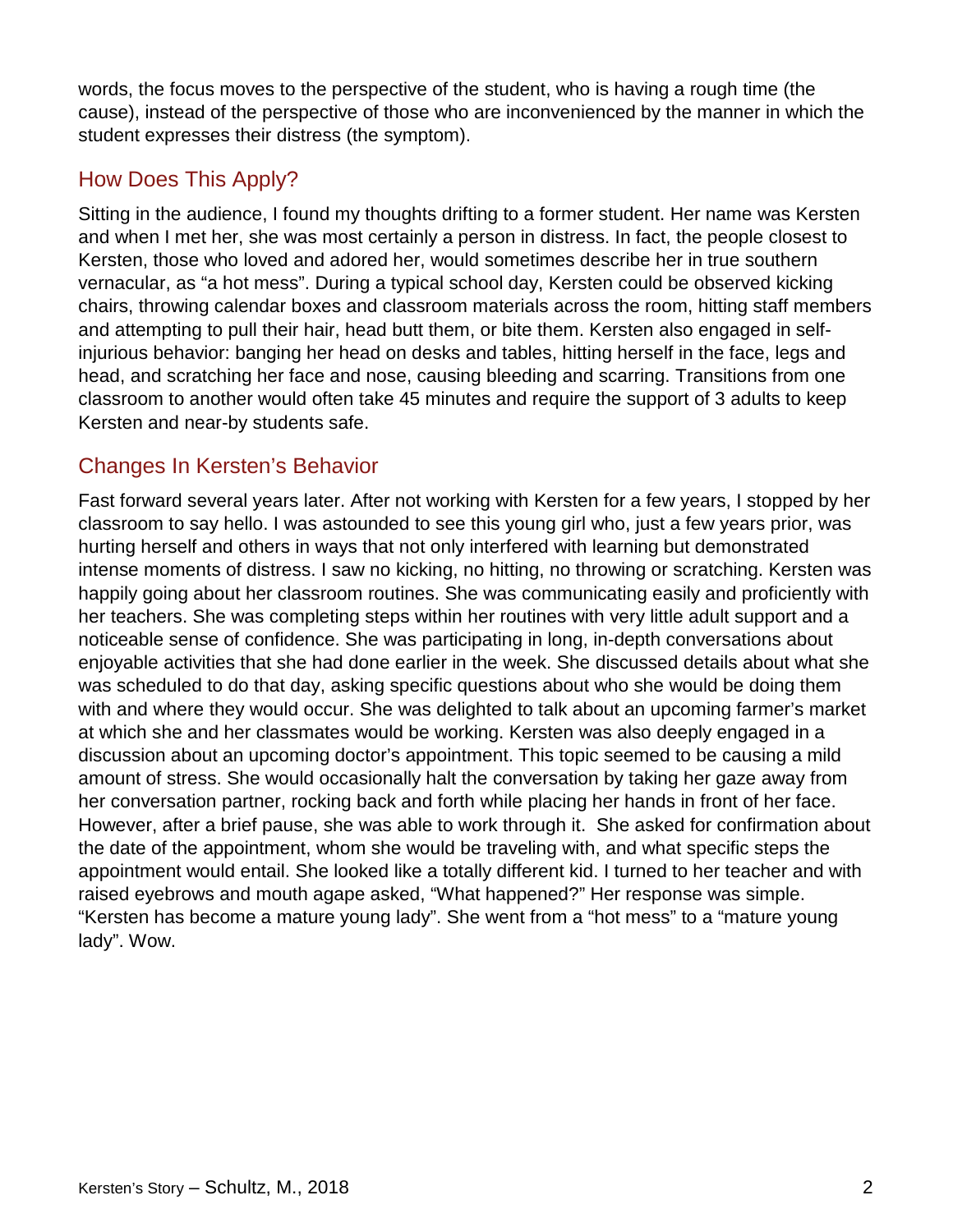words, the focus moves to the perspective of the student, who is having a rough time (the cause), instead of the perspective of those who are inconvenienced by the manner in which the student expresses their distress (the symptom).

## How Does This Apply?

Sitting in the audience, I found my thoughts drifting to a former student. Her name was Kersten and when I met her, she was most certainly a person in distress. In fact, the people closest to Kersten, those who loved and adored her, would sometimes describe her in true southern vernacular, as "a hot mess". During a typical school day, Kersten could be observed kicking chairs, throwing calendar boxes and classroom materials across the room, hitting staff members and attempting to pull their hair, head butt them, or bite them. Kersten also engaged in self-injurious behavior: banging her head on desks and tables, hitting herself in the face, legs and head, and scratching her face and nose, causing bleeding and scarring. Transitions from one classroom to another would often take 45 minutes and require the support of 3 adults to keep Kersten and near-by students safe.

## Changes In Kersten's Behavior

Fast forward several years later. After not working with Kersten for a few years, I stopped by her classroom to say hello. I was astounded to see this young girl who, just a few years prior, was hurting herself and others in ways that not only interfered with learning but demonstrated intense moments of distress. I saw no kicking, no hitting, no throwing or scratching. Kersten was happily going about her classroom routines. She was communicating easily and proficiently with her teachers. She was completing steps within her routines with very little adult support and a noticeable sense of confidence. She was participating in long, in-depth conversations about enjoyable activities that she had done earlier in the week. She discussed details about what she was scheduled to do that day, asking specific questions about who she would be doing them with and where they would occur. She was delighted to talk about an upcoming farmer's market at which she and her classmates would be working. Kersten was also deeply engaged in a discussion about an upcoming doctor's appointment. This topic seemed to be causing a mild amount of stress. She would occasionally halt the conversation by taking her gaze away from her conversation partner, rocking back and forth while placing her hands in front of her face. However, after a brief pause, she was able to work through it. She asked for confirmation about the date of the appointment, whom she would be traveling with, and what specific steps the appointment would entail. She looked like a totally different kid. I turned to her teacher and with raised eyebrows and mouth agape asked, "What happened?" Her response was simple. "Kersten has become a mature young lady". She went from a "hot mess" to a "mature young lady". Wow.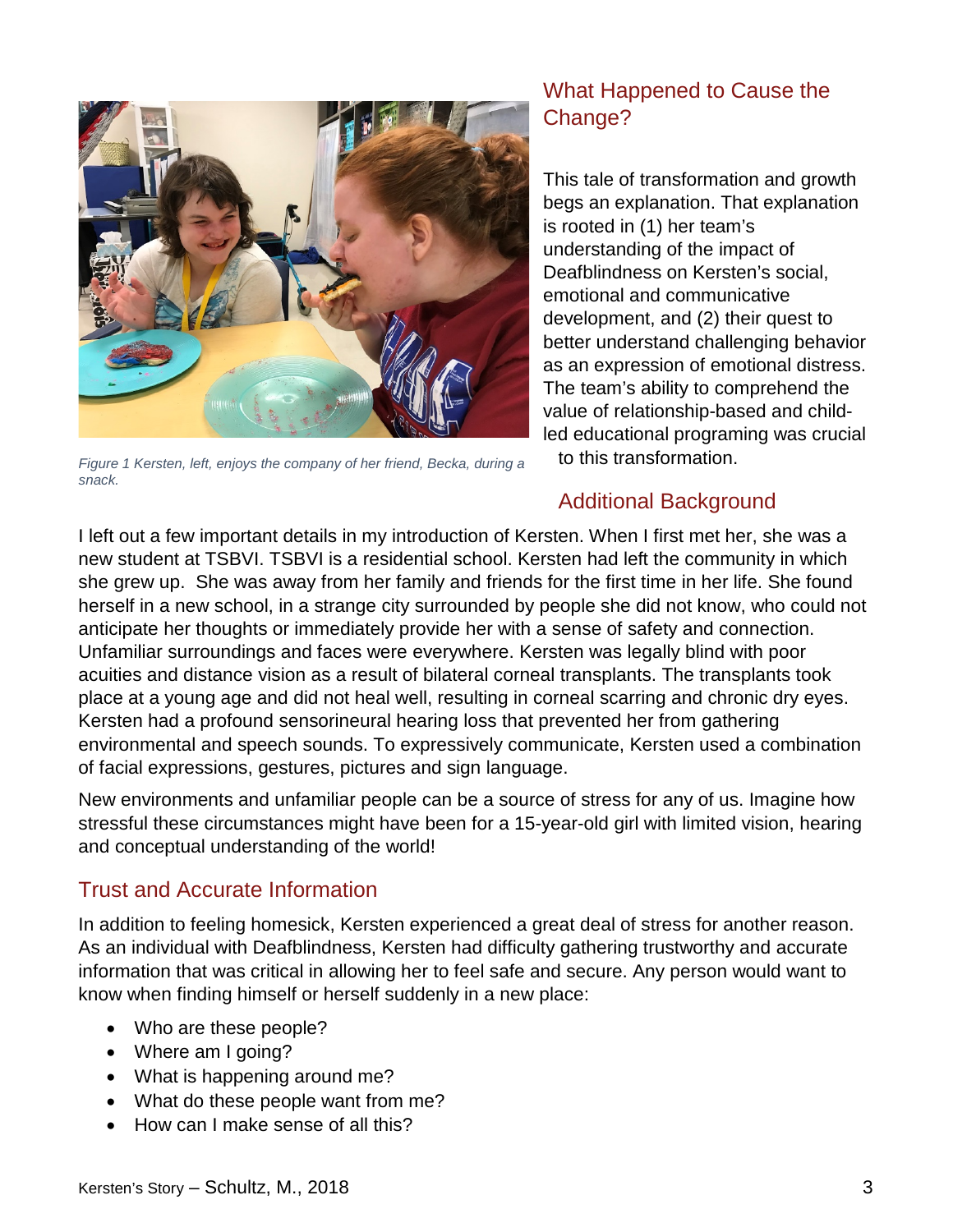*Figure 1 Kersten, left, enjoys the company of her friend, Becka, during a snack.*

## What Happened to Cause the Change?

This tale of transformation and growth begs an explanation. That explanation is rooted in (1) her team's understanding of the impact of Deafblindness on Kersten's social, emotional and communicative development, and (2) their quest to better understand challenging behavior as an expression of emotional distress. The team's ability to comprehend the value of relationship-based and child-led educational programing was crucial to this transformation.

## Additional Background

I left out a few important details in my introduction of Kersten. When I first met her, she was a new student at TSBVI. TSBVI is a residential school. Kersten had left the community in which she grew up. She was away from her family and friends for the first time in her life. She found herself in a new school, in a strange city surrounded by people she did not know, who could not anticipate her thoughts or immediately provide her with a sense of safety and connection. Unfamiliar surroundings and faces were everywhere. Kersten was legally blind with poor acuities and distance vision as a result of bilateral corneal transplants. The transplants took place at a young age and did not heal well, resulting in corneal scarring and chronic dry eyes. Kersten had a profound sensorineural hearing loss that prevented her from gathering environmental and speech sounds. To expressively communicate, Kersten used a combination of facial expressions, gestures, pictures and sign language.

New environments and unfamiliar people can be a source of stress for any of us. Imagine how stressful these circumstances might have been for a 15-year-old girl with limited vision, hearing and conceptual understanding of the world!

## Trust and Accurate Information

In addition to feeling homesick, Kersten experienced a great deal of stress for another reason. As an individual with Deafblindness, Kersten had difficulty gathering trustworthy and accurate information that was critical in allowing her to feel safe and secure. Any person would want to know when finding himself or herself suddenly in a new place:

- Who are these people?
- Where am I going?
- What is happening around me?
- What do these people want from me?
- How can I make sense of all this?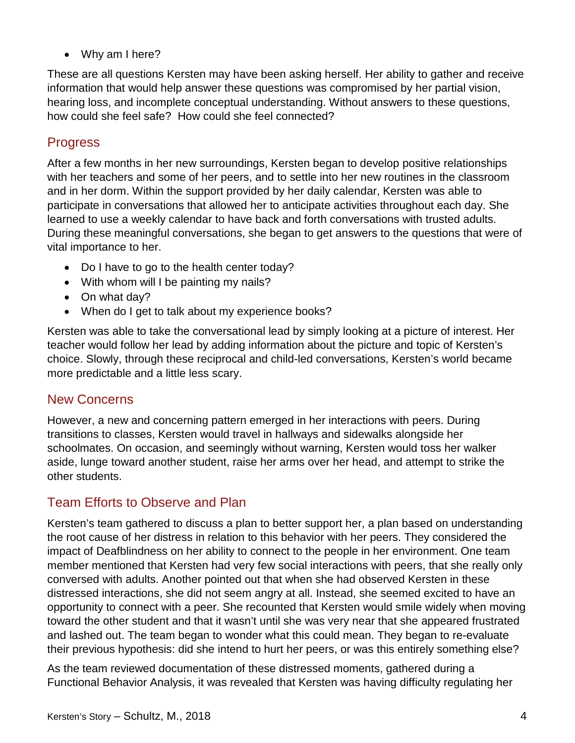- Why am I here?

These are all questions Kersten may have been asking herself. Her ability to gather and receive information that would help answer these questions was compromised by her partial vision, hearing loss, and incomplete conceptual understanding. Without answers to these questions, how could she feel safe? How could she feel connected?

## Progress

After a few months in her new surroundings, Kersten began to develop positive relationships with her teachers and some of her peers, and to settle into her new routines in the classroom and in her dorm. Within the support provided by her daily calendar, Kersten was able to participate in conversations that allowed her to anticipate activities throughout each day. She learned to use a weekly calendar to have back and forth conversations with trusted adults. During these meaningful conversations, she began to get answers to the questions that were of vital importance to her.

- Do I have to go to the health center today?
- With whom will I be painting my nails?
- On what day?
- When do I get to talk about my experience books?

Kersten was able to take the conversational lead by simply looking at a picture of interest. Her teacher would follow her lead by adding information about the picture and topic of Kersten's choice. Slowly, through these reciprocal and child-led conversations, Kersten's world became more predictable and a little less scary.

## New Concerns

However, a new and concerning pattern emerged in her interactions with peers. During transitions to classes, Kersten would travel in hallways and sidewalks alongside her schoolmates. On occasion, and seemingly without warning, Kersten would toss her walker aside, lunge toward another student, raise her arms over her head, and attempt to strike the other students.

## Team Efforts to Observe and Plan

Kersten's team gathered to discuss a plan to better support her, a plan based on understanding the root cause of her distress in relation to this behavior with her peers. They considered the impact of Deafblindness on her ability to connect to the people in her environment. One team member mentioned that Kersten had very few social interactions with peers, that she really only conversed with adults. Another pointed out that when she had observed Kersten in these distressed interactions, she did not seem angry at all. Instead, she seemed excited to have an opportunity to connect with a peer. She recounted that Kersten would smile widely when moving toward the other student and that it wasn't until she was very near that she appeared frustrated and lashed out. The team began to wonder what this could mean. They began to re-evaluate their previous hypothesis: did she intend to hurt her peers, or was this entirely something else?

As the team reviewed documentation of these distressed moments, gathered during a Functional Behavior Analysis, it was revealed that Kersten was having difficulty regulating her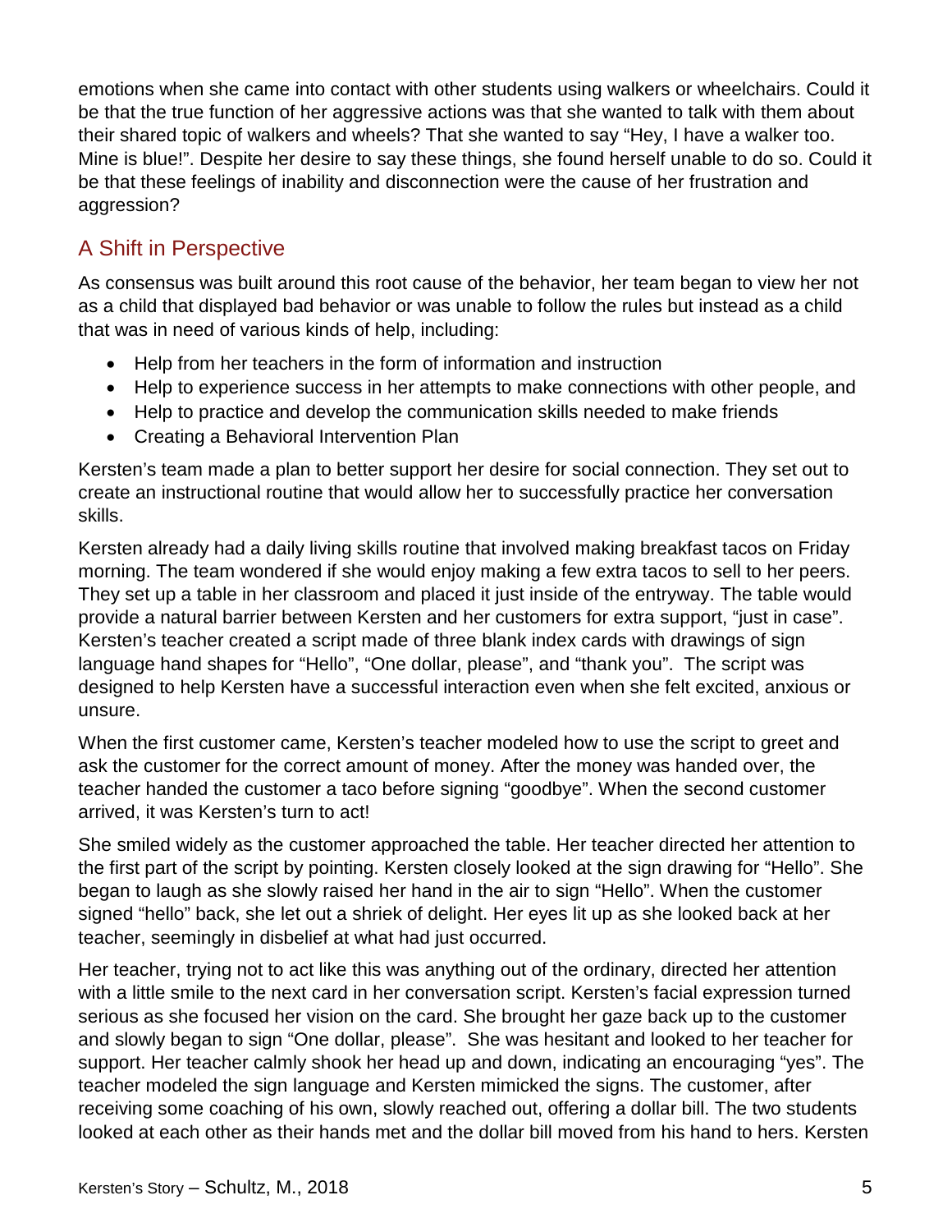emotions when she came into contact with other students using walkers or wheelchairs. Could it be that the true function of her aggressive actions was that she wanted to talk with them about their shared topic of walkers and wheels? That she wanted to say "Hey, I have a walker too. Mine is blue!". Despite her desire to say these things, she found herself unable to do so. Could it be that these feelings of inability and disconnection were the cause of her frustration and aggression?

## A Shift in Perspective

As consensus was built around this root cause of the behavior, her team began to view her not as a child that displayed bad behavior or was unable to follow the rules but instead as a child that was in need of various kinds of help, including:

- Help from her teachers in the form of information and instruction
- Help to experience success in her attempts to make connections with other people, and
- Help to practice and develop the communication skills needed to make friends
- Creating a Behavioral Intervention Plan

Kersten's team made a plan to better support her desire for social connection. They set out to create an instructional routine that would allow her to successfully practice her conversation skills.

Kersten already had a daily living skills routine that involved making breakfast tacos on Friday morning. The team wondered if she would enjoy making a few extra tacos to sell to her peers. They set up a table in her classroom and placed it just inside of the entryway. The table would provide a natural barrier between Kersten and her customers for extra support, "just in case". Kersten's teacher created a script made of three blank index cards with drawings of sign language hand shapes for "Hello", "One dollar, please", and "thank you". The script was designed to help Kersten have a successful interaction even when she felt excited, anxious or unsure.

When the first customer came, Kersten's teacher modeled how to use the script to greet and ask the customer for the correct amount of money. After the money was handed over, the teacher handed the customer a taco before signing "goodbye". When the second customer arrived, it was Kersten's turn to act!

She smiled widely as the customer approached the table. Her teacher directed her attention to the first part of the script by pointing. Kersten closely looked at the sign drawing for "Hello". She began to laugh as she slowly raised her hand in the air to sign "Hello". When the customer signed "hello" back, she let out a shriek of delight. Her eyes lit up as she looked back at her teacher, seemingly in disbelief at what had just occurred.

Her teacher, trying not to act like this was anything out of the ordinary, directed her attention with a little smile to the next card in her conversation script. Kersten's facial expression turned serious as she focused her vision on the card. She brought her gaze back up to the customer and slowly began to sign "One dollar, please". She was hesitant and looked to her teacher for support. Her teacher calmly shook her head up and down, indicating an encouraging "yes". The teacher modeled the sign language and Kersten mimicked the signs. The customer, after receiving some coaching of his own, slowly reached out, offering a dollar bill. The two students looked at each other as their hands met and the dollar bill moved from his hand to hers. Kersten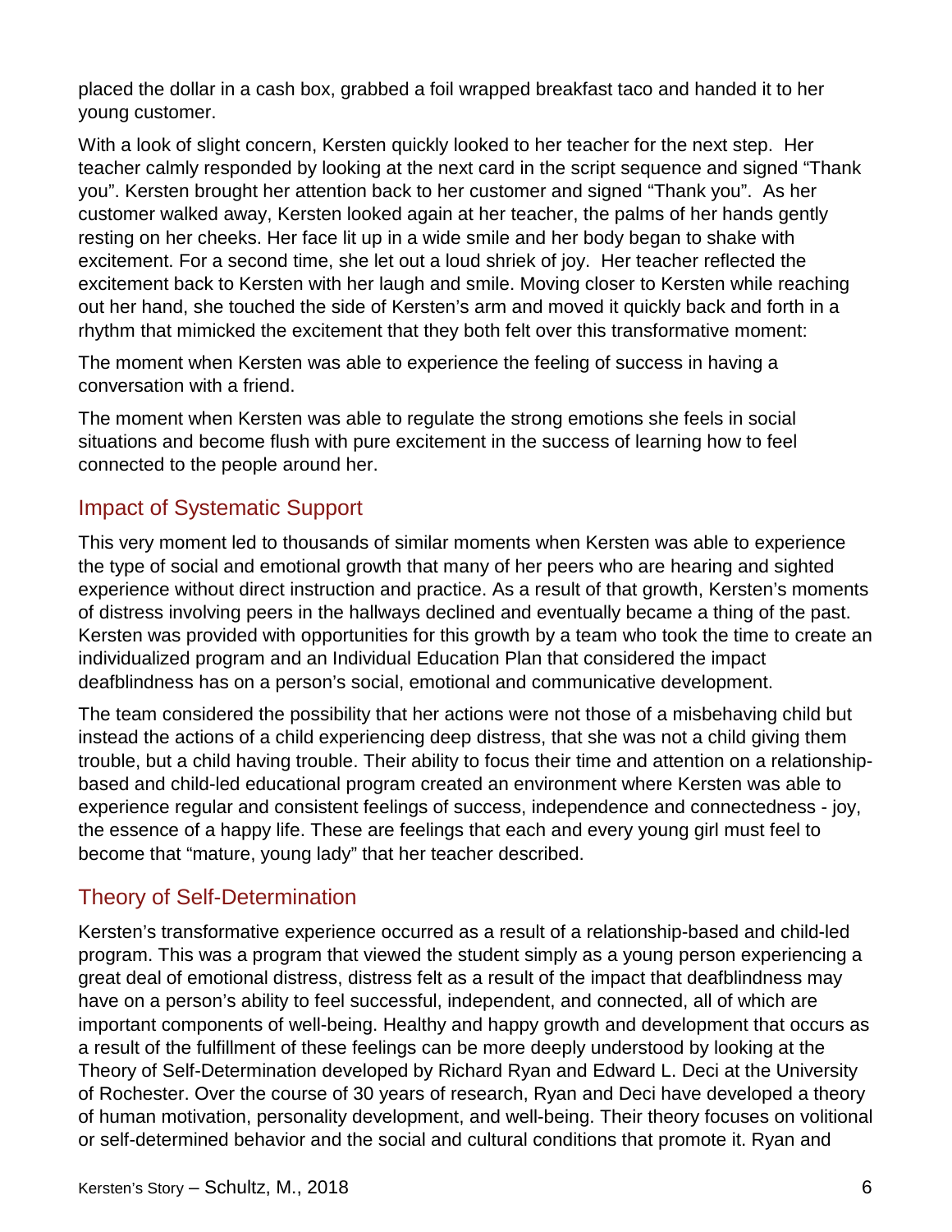placed the dollar in a cash box, grabbed a foil wrapped breakfast taco and handed it to her young customer.

With a look of slight concern, Kersten quickly looked to her teacher for the next step. Her teacher calmly responded by looking at the next card in the script sequence and signed "Thank you". Kersten brought her attention back to her customer and signed "Thank you". As her customer walked away, Kersten looked again at her teacher, the palms of her hands gently resting on her cheeks. Her face lit up in a wide smile and her body began to shake with excitement. For a second time, she let out a loud shriek of joy. Her teacher reflected the excitement back to Kersten with her laugh and smile. Moving closer to Kersten while reaching out her hand, she touched the side of Kersten's arm and moved it quickly back and forth in a rhythm that mimicked the excitement that they both felt over this transformative moment:

The moment when Kersten was able to experience the feeling of success in having a conversation with a friend.

The moment when Kersten was able to regulate the strong emotions she feels in social situations and become flush with pure excitement in the success of learning how to feel connected to the people around her.

## Impact of Systematic Support

This very moment led to thousands of similar moments when Kersten was able to experience the type of social and emotional growth that many of her peers who are hearing and sighted experience without direct instruction and practice. As a result of that growth, Kersten's moments of distress involving peers in the hallways declined and eventually became a thing of the past. Kersten was provided with opportunities for this growth by a team who took the time to create an individualized program and an Individual Education Plan that considered the impact deafblindness has on a person's social, emotional and communicative development.

The team considered the possibility that her actions were not those of a misbehaving child but instead the actions of a child experiencing deep distress, that she was not a child giving them trouble, but a child having trouble. Their ability to focus their time and attention on a relationship-based and child-led educational program created an environment where Kersten was able to experience regular and consistent feelings of success, independence and connectedness - joy, the essence of a happy life. These are feelings that each and every young girl must feel to become that "mature, young lady" that her teacher described.

## Theory of Self-Determination

Kersten's transformative experience occurred as a result of a relationship-based and child-led program. This was a program that viewed the student simply as a young person experiencing a great deal of emotional distress, distress felt as a result of the impact that deafblindness may have on a person's ability to feel successful, independent, and connected, all of which are important components of well-being. Healthy and happy growth and development that occurs as a result of the fulfillment of these feelings can be more deeply understood by looking at the Theory of Self-Determination developed by Richard Ryan and Edward L. Deci at the University of Rochester. Over the course of 30 years of research, Ryan and Deci have developed a theory of human motivation, personality development, and well-being. Their theory focuses on volitional or self-determined behavior and the social and cultural conditions that promote it. Ryan and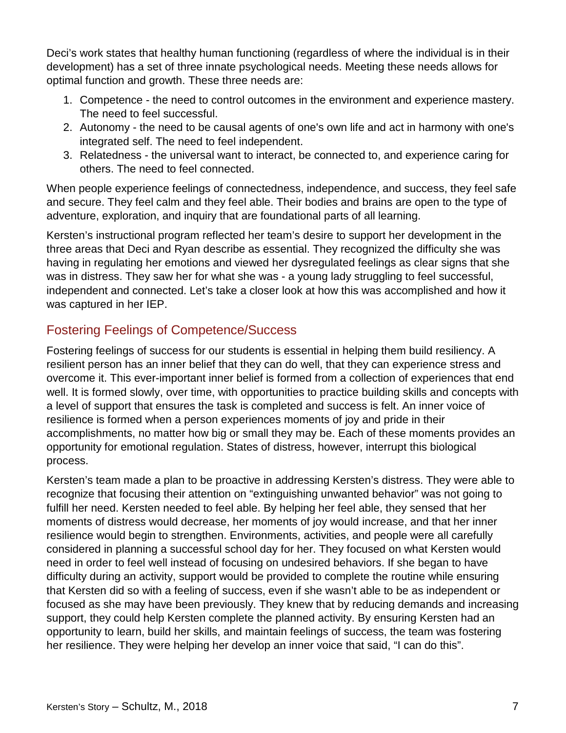Deci's work states that healthy human functioning (regardless of where the individual is in their development) has a set of three innate psychological needs. Meeting these needs allows for optimal function and growth. These three needs are:

1. Competence - the need to control outcomes in the environment and experience mastery. The need to feel successful.
2. Autonomy - the need to be causal agents of one's own life and act in harmony with one's integrated self. The need to feel independent.
3. Relatedness - the universal want to interact, be connected to, and experience caring for others. The need to feel connected.

When people experience feelings of connectedness, independence, and success, they feel safe and secure. They feel calm and they feel able. Their bodies and brains are open to the type of adventure, exploration, and inquiry that are foundational parts of all learning.

Kersten's instructional program reflected her team's desire to support her development in the three areas that Deci and Ryan describe as essential. They recognized the difficulty she was having in regulating her emotions and viewed her dysregulated feelings as clear signs that she was in distress. They saw her for what she was - a young lady struggling to feel successful, independent and connected. Let's take a closer look at how this was accomplished and how it was captured in her IEP.

## Fostering Feelings of Competence/Success

Fostering feelings of success for our students is essential in helping them build resiliency. A resilient person has an inner belief that they can do well, that they can experience stress and overcome it. This ever-important inner belief is formed from a collection of experiences that end well. It is formed slowly, over time, with opportunities to practice building skills and concepts with a level of support that ensures the task is completed and success is felt. An inner voice of resilience is formed when a person experiences moments of joy and pride in their accomplishments, no matter how big or small they may be. Each of these moments provides an opportunity for emotional regulation. States of distress, however, interrupt this biological process.

Kersten's team made a plan to be proactive in addressing Kersten's distress. They were able to recognize that focusing their attention on "extinguishing unwanted behavior" was not going to fulfill her need. Kersten needed to feel able. By helping her feel able, they sensed that her moments of distress would decrease, her moments of joy would increase, and that her inner resilience would begin to strengthen. Environments, activities, and people were all carefully considered in planning a successful school day for her. They focused on what Kersten would need in order to feel well instead of focusing on undesired behaviors. If she began to have difficulty during an activity, support would be provided to complete the routine while ensuring that Kersten did so with a feeling of success, even if she wasn't able to be as independent or focused as she may have been previously. They knew that by reducing demands and increasing support, they could help Kersten complete the planned activity. By ensuring Kersten had an opportunity to learn, build her skills, and maintain feelings of success, the team was fostering her resilience. They were helping her develop an inner voice that said, "I can do this".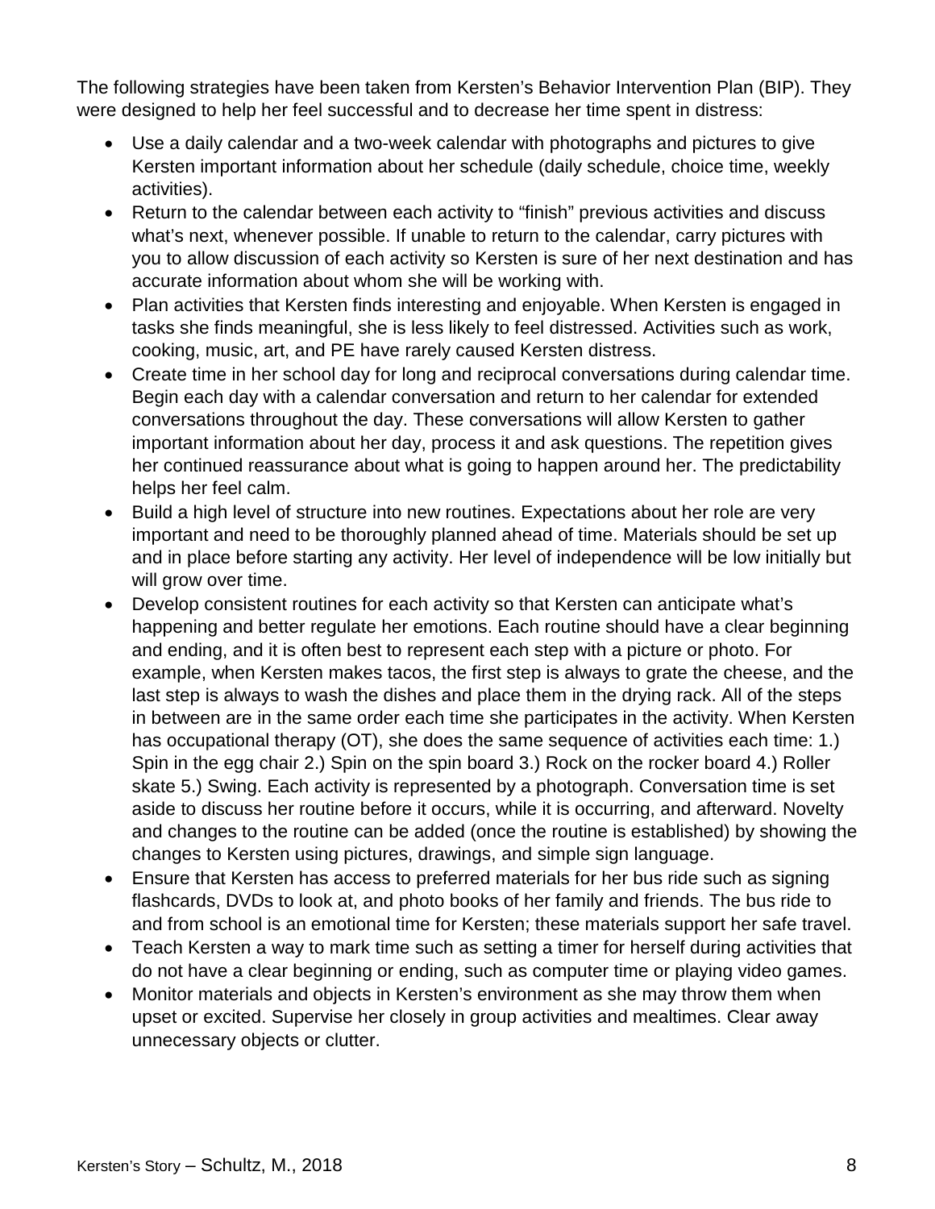The following strategies have been taken from Kersten's Behavior Intervention Plan (BIP). They were designed to help her feel successful and to decrease her time spent in distress:

- Use a daily calendar and a two-week calendar with photographs and pictures to give Kersten important information about her schedule (daily schedule, choice time, weekly activities).
- Return to the calendar between each activity to "finish" previous activities and discuss what's next, whenever possible. If unable to return to the calendar, carry pictures with you to allow discussion of each activity so Kersten is sure of her next destination and has accurate information about whom she will be working with.
- Plan activities that Kersten finds interesting and enjoyable. When Kersten is engaged in tasks she finds meaningful, she is less likely to feel distressed. Activities such as work, cooking, music, art, and PE have rarely caused Kersten distress.
- Create time in her school day for long and reciprocal conversations during calendar time. Begin each day with a calendar conversation and return to her calendar for extended conversations throughout the day. These conversations will allow Kersten to gather important information about her day, process it and ask questions. The repetition gives her continued reassurance about what is going to happen around her. The predictability helps her feel calm.
- Build a high level of structure into new routines. Expectations about her role are very important and need to be thoroughly planned ahead of time. Materials should be set up and in place before starting any activity. Her level of independence will be low initially but will grow over time.
- Develop consistent routines for each activity so that Kersten can anticipate what's happening and better regulate her emotions. Each routine should have a clear beginning and ending, and it is often best to represent each step with a picture or photo. For example, when Kersten makes tacos, the first step is always to grate the cheese, and the last step is always to wash the dishes and place them in the drying rack. All of the steps in between are in the same order each time she participates in the activity. When Kersten has occupational therapy (OT), she does the same sequence of activities each time: 1.) Spin in the egg chair 2.) Spin on the spin board 3.) Rock on the rocker board 4.) Roller skate 5.) Swing. Each activity is represented by a photograph. Conversation time is set aside to discuss her routine before it occurs, while it is occurring, and afterward. Novelty and changes to the routine can be added (once the routine is established) by showing the changes to Kersten using pictures, drawings, and simple sign language.
- Ensure that Kersten has access to preferred materials for her bus ride such as signing flashcards, DVDs to look at, and photo books of her family and friends. The bus ride to and from school is an emotional time for Kersten; these materials support her safe travel.
- Teach Kersten a way to mark time such as setting a timer for herself during activities that do not have a clear beginning or ending, such as computer time or playing video games.
- Monitor materials and objects in Kersten's environment as she may throw them when upset or excited. Supervise her closely in group activities and mealtimes. Clear away unnecessary objects or clutter.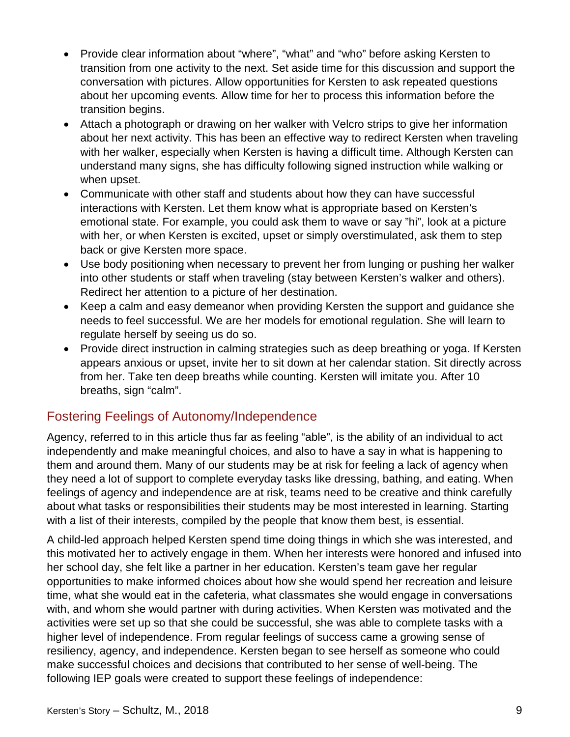- Provide clear information about “where”, “what” and “who” before asking Kersten to transition from one activity to the next. Set aside time for this discussion and support the conversation with pictures. Allow opportunities for Kersten to ask repeated questions about her upcoming events. Allow time for her to process this information before the transition begins.
- Attach a photograph or drawing on her walker with Velcro strips to give her information about her next activity. This has been an effective way to redirect Kersten when traveling with her walker, especially when Kersten is having a difficult time. Although Kersten can understand many signs, she has difficulty following signed instruction while walking or when upset.
- Communicate with other staff and students about how they can have successful interactions with Kersten. Let them know what is appropriate based on Kersten’s emotional state. For example, you could ask them to wave or say ”hi”, look at a picture with her, or when Kersten is excited, upset or simply overstimulated, ask them to step back or give Kersten more space.
- Use body positioning when necessary to prevent her from lunging or pushing her walker into other students or staff when traveling (stay between Kersten’s walker and others). Redirect her attention to a picture of her destination.
- Keep a calm and easy demeanor when providing Kersten the support and guidance she needs to feel successful. We are her models for emotional regulation. She will learn to regulate herself by seeing us do so.
- Provide direct instruction in calming strategies such as deep breathing or yoga. If Kersten appears anxious or upset, invite her to sit down at her calendar station. Sit directly across from her. Take ten deep breaths while counting. Kersten will imitate you. After 10 breaths, sign “calm”.

## Fostering Feelings of Autonomy/Independence

Agency, referred to in this article thus far as feeling “able”, is the ability of an individual to act independently and make meaningful choices, and also to have a say in what is happening to them and around them. Many of our students may be at risk for feeling a lack of agency when they need a lot of support to complete everyday tasks like dressing, bathing, and eating. When feelings of agency and independence are at risk, teams need to be creative and think carefully about what tasks or responsibilities their students may be most interested in learning. Starting with a list of their interests, compiled by the people that know them best, is essential.

A child-led approach helped Kersten spend time doing things in which she was interested, and this motivated her to actively engage in them. When her interests were honored and infused into her school day, she felt like a partner in her education. Kersten’s team gave her regular opportunities to make informed choices about how she would spend her recreation and leisure time, what she would eat in the cafeteria, what classmates she would engage in conversations with, and whom she would partner with during activities. When Kersten was motivated and the activities were set up so that she could be successful, she was able to complete tasks with a higher level of independence. From regular feelings of success came a growing sense of resiliency, agency, and independence. Kersten began to see herself as someone who could make successful choices and decisions that contributed to her sense of well-being. The following IEP goals were created to support these feelings of independence: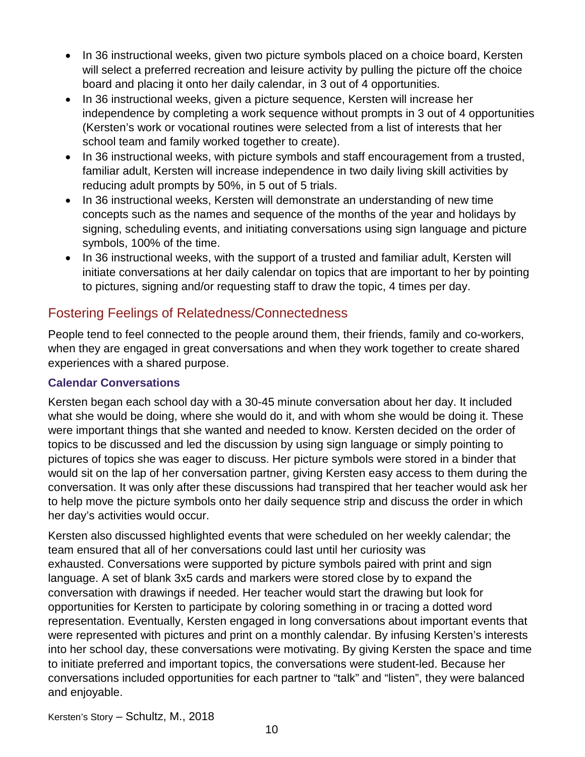- In 36 instructional weeks, given two picture symbols placed on a choice board, Kersten will select a preferred recreation and leisure activity by pulling the picture off the choice board and placing it onto her daily calendar, in 3 out of 4 opportunities.
- In 36 instructional weeks, given a picture sequence, Kersten will increase her independence by completing a work sequence without prompts in 3 out of 4 opportunities (Kersten's work or vocational routines were selected from a list of interests that her school team and family worked together to create).
- In 36 instructional weeks, with picture symbols and staff encouragement from a trusted, familiar adult, Kersten will increase independence in two daily living skill activities by reducing adult prompts by 50%, in 5 out of 5 trials.
- In 36 instructional weeks, Kersten will demonstrate an understanding of new time concepts such as the names and sequence of the months of the year and holidays by signing, scheduling events, and initiating conversations using sign language and picture symbols, 100% of the time.
- In 36 instructional weeks, with the support of a trusted and familiar adult, Kersten will initiate conversations at her daily calendar on topics that are important to her by pointing to pictures, signing and/or requesting staff to draw the topic, 4 times per day.

## Fostering Feelings of Relatedness/Connectedness

People tend to feel connected to the people around them, their friends, family and co-workers, when they are engaged in great conversations and when they work together to create shared experiences with a shared purpose.

### Calendar Conversations

Kersten began each school day with a 30-45 minute conversation about her day. It included what she would be doing, where she would do it, and with whom she would be doing it. These were important things that she wanted and needed to know. Kersten decided on the order of topics to be discussed and led the discussion by using sign language or simply pointing to pictures of topics she was eager to discuss. Her picture symbols were stored in a binder that would sit on the lap of her conversation partner, giving Kersten easy access to them during the conversation. It was only after these discussions had transpired that her teacher would ask her to help move the picture symbols onto her daily sequence strip and discuss the order in which her day's activities would occur.

Kersten also discussed highlighted events that were scheduled on her weekly calendar; the team ensured that all of her conversations could last until her curiosity was exhausted. Conversations were supported by picture symbols paired with print and sign language. A set of blank 3x5 cards and markers were stored close by to expand the conversation with drawings if needed. Her teacher would start the drawing but look for opportunities for Kersten to participate by coloring something in or tracing a dotted word representation. Eventually, Kersten engaged in long conversations about important events that were represented with pictures and print on a monthly calendar. By infusing Kersten's interests into her school day, these conversations were motivating. By giving Kersten the space and time to initiate preferred and important topics, the conversations were student-led. Because her conversations included opportunities for each partner to "talk" and "listen", they were balanced and enjoyable.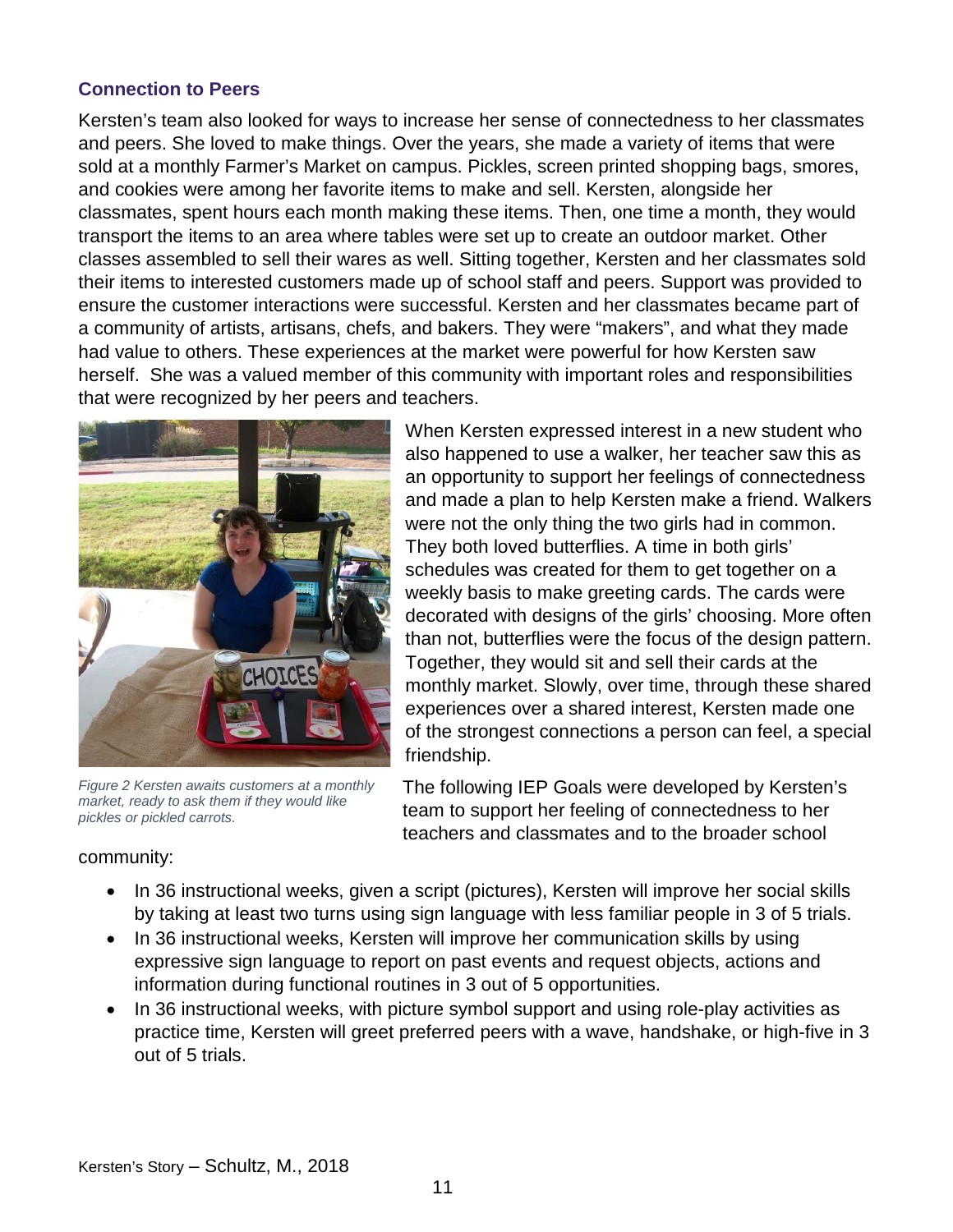### Connection to Peers

Kersten's team also looked for ways to increase her sense of connectedness to her classmates and peers. She loved to make things. Over the years, she made a variety of items that were sold at a monthly Farmer's Market on campus. Pickles, screen printed shopping bags, smores, and cookies were among her favorite items to make and sell. Kersten, alongside her classmates, spent hours each month making these items. Then, one time a month, they would transport the items to an area where tables were set up to create an outdoor market. Other classes assembled to sell their wares as well. Sitting together, Kersten and her classmates sold their items to interested customers made up of school staff and peers. Support was provided to ensure the customer interactions were successful. Kersten and her classmates became part of a community of artists, artisans, chefs, and bakers. They were "makers", and what they made had value to others. These experiences at the market were powerful for how Kersten saw herself. She was a valued member of this community with important roles and responsibilities that were recognized by her peers and teachers.

*Figure 2 Kersten awaits customers at a monthly market, ready to ask them if they would like pickles or pickled carrots.*

When Kersten expressed interest in a new student who also happened to use a walker, her teacher saw this as an opportunity to support her feelings of connectedness and made a plan to help Kersten make a friend. Walkers were not the only thing the two girls had in common. They both loved butterflies. A time in both girls' schedules was created for them to get together on a weekly basis to make greeting cards. The cards were decorated with designs of the girls' choosing. More often than not, butterflies were the focus of the design pattern. Together, they would sit and sell their cards at the monthly market. Slowly, over time, through these shared experiences over a shared interest, Kersten made one of the strongest connections a person can feel, a special friendship.

The following IEP Goals were developed by Kersten's team to support her feeling of connectedness to her teachers and classmates and to the broader school community:

- In 36 instructional weeks, given a script (pictures), Kersten will improve her social skills by taking at least two turns using sign language with less familiar people in 3 of 5 trials.
- In 36 instructional weeks, Kersten will improve her communication skills by using expressive sign language to report on past events and request objects, actions and information during functional routines in 3 out of 5 opportunities.
- In 36 instructional weeks, with picture symbol support and using role-play activities as practice time, Kersten will greet preferred peers with a wave, handshake, or high-five in 3 out of 5 trials.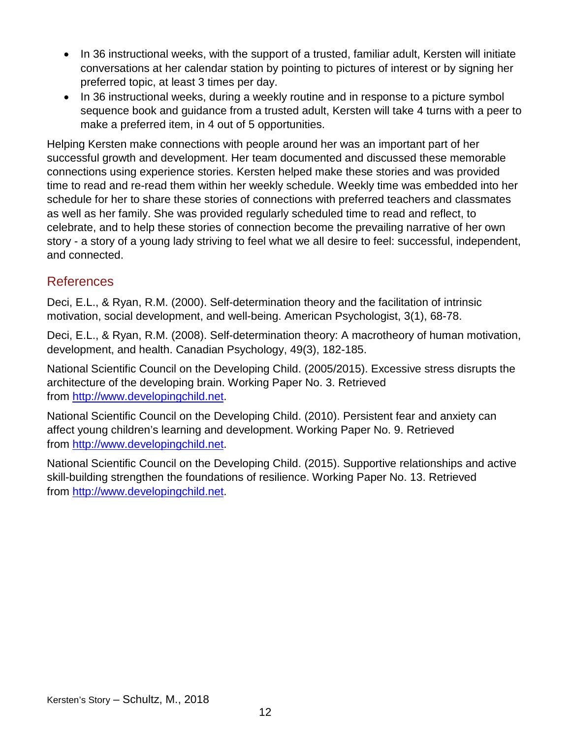- In 36 instructional weeks, with the support of a trusted, familiar adult, Kersten will initiate conversations at her calendar station by pointing to pictures of interest or by signing her preferred topic, at least 3 times per day.
- In 36 instructional weeks, during a weekly routine and in response to a picture symbol sequence book and guidance from a trusted adult, Kersten will take 4 turns with a peer to make a preferred item, in 4 out of 5 opportunities.

Helping Kersten make connections with people around her was an important part of her successful growth and development. Her team documented and discussed these memorable connections using experience stories. Kersten helped make these stories and was provided time to read and re-read them within her weekly schedule. Weekly time was embedded into her schedule for her to share these stories of connections with preferred teachers and classmates as well as her family. She was provided regularly scheduled time to read and reflect, to celebrate, and to help these stories of connection become the prevailing narrative of her own story - a story of a young lady striving to feel what we all desire to feel: successful, independent, and connected.

## References

Deci, E.L., & Ryan, R.M. (2000). Self-determination theory and the facilitation of intrinsic motivation, social development, and well-being. American Psychologist, 3(1), 68-78.

Deci, E.L., & Ryan, R.M. (2008). Self-determination theory: A macrotheory of human motivation, development, and health. Canadian Psychology, 49(3), 182-185.

National Scientific Council on the Developing Child. (2005/2015). Excessive stress disrupts the architecture of the developing brain. Working Paper No. 3. Retrieved from http://www.developingchild.net.

National Scientific Council on the Developing Child. (2010). Persistent fear and anxiety can affect young children's learning and development. Working Paper No. 9. Retrieved from http://www.developingchild.net.

National Scientific Council on the Developing Child. (2015). Supportive relationships and active skill-building strengthen the foundations of resilience. Working Paper No. 13. Retrieved from http://www.developingchild.net.